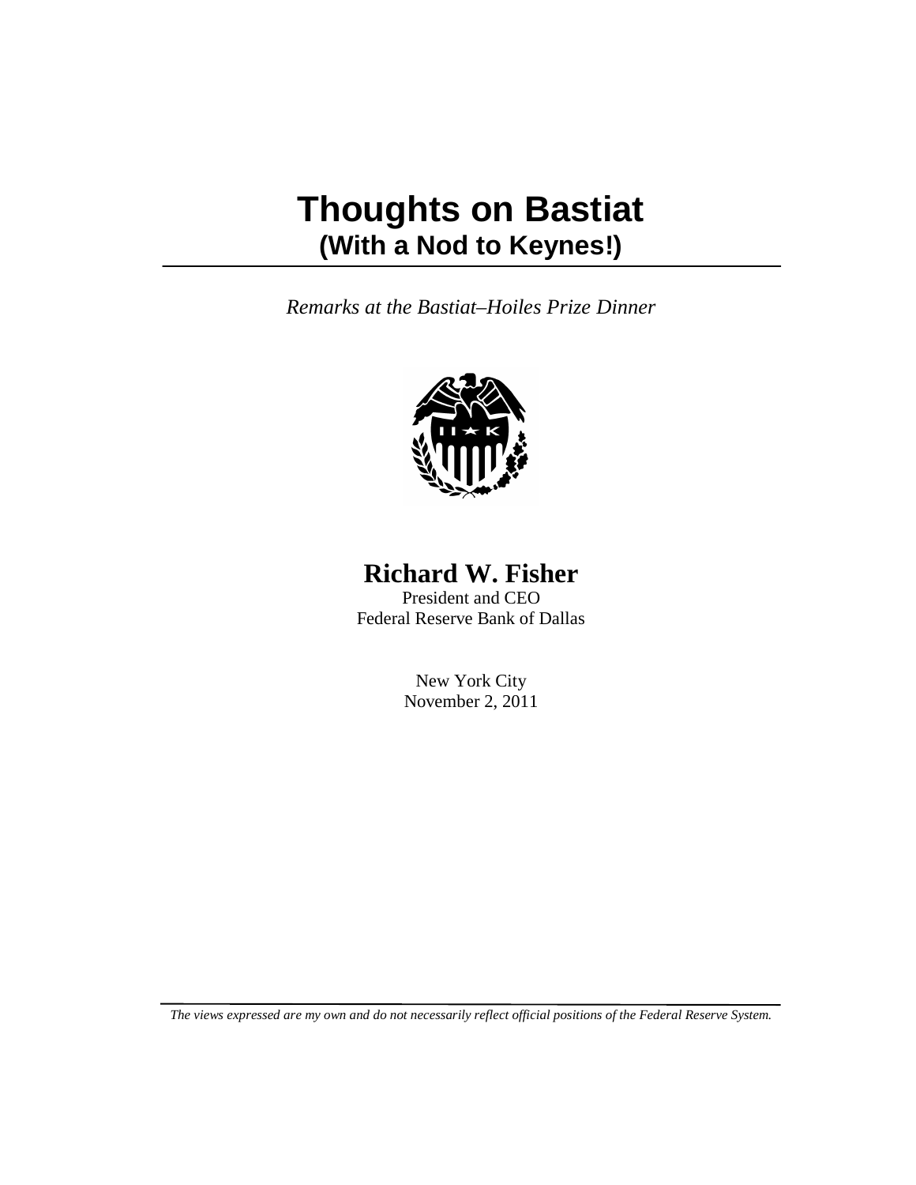# Thoughts on Bastiat
## (With a Nod to Keynes!)

*Remarks at the Bastiat–Hoiles Prize Dinner*

**Richard W. Fisher**
President and CEO
Federal Reserve Bank of Dallas

New York City
November 2, 2011

*The views expressed are my own and do not necessarily reflect official positions of the Federal Reserve System.*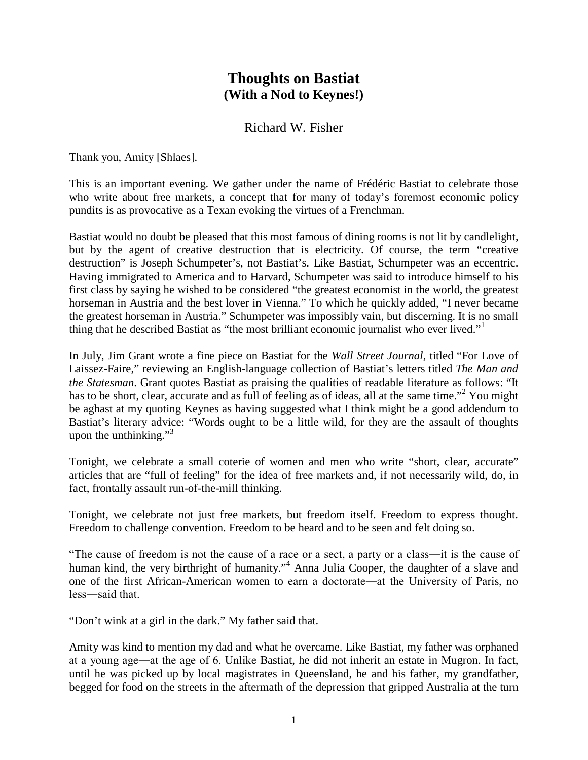# Thoughts on Bastiat
## (With a Nod to Keynes!)

Richard W. Fisher

Thank you, Amity [Shlaes].

This is an important evening. We gather under the name of Frédéric Bastiat to celebrate those who write about free markets, a concept that for many of today's foremost economic policy pundits is as provocative as a Texan evoking the virtues of a Frenchman.

Bastiat would no doubt be pleased that this most famous of dining rooms is not lit by candlelight, but by the agent of creative destruction that is electricity. Of course, the term "creative destruction" is Joseph Schumpeter's, not Bastiat's. Like Bastiat, Schumpeter was an eccentric. Having immigrated to America and to Harvard, Schumpeter was said to introduce himself to his first class by saying he wished to be considered "the greatest economist in the world, the greatest horseman in Austria and the best lover in Vienna." To which he quickly added, "I never became the greatest horseman in Austria." Schumpeter was impossibly vain, but discerning. It is no small thing that he described Bastiat as "the most brilliant economic journalist who ever lived."[1]

In July, Jim Grant wrote a fine piece on Bastiat for the *Wall Street Journal*, titled "For Love of Laissez-Faire," reviewing an English-language collection of Bastiat's letters titled *The Man and the Statesman*. Grant quotes Bastiat as praising the qualities of readable literature as follows: "It has to be short, clear, accurate and as full of feeling as of ideas, all at the same time."[2] You might be aghast at my quoting Keynes as having suggested what I think might be a good addendum to Bastiat's literary advice: "Words ought to be a little wild, for they are the assault of thoughts upon the unthinking."[3]

Tonight, we celebrate a small coterie of women and men who write "short, clear, accurate" articles that are "full of feeling" for the idea of free markets and, if not necessarily wild, do, in fact, frontally assault run-of-the-mill thinking.

Tonight, we celebrate not just free markets, but freedom itself. Freedom to express thought. Freedom to challenge convention. Freedom to be heard and to be seen and felt doing so.

"The cause of freedom is not the cause of a race or a sect, a party or a class—it is the cause of human kind, the very birthright of humanity."[4] Anna Julia Cooper, the daughter of a slave and one of the first African-American women to earn a doctorate—at the University of Paris, no less—said that.

"Don't wink at a girl in the dark." My father said that.

Amity was kind to mention my dad and what he overcame. Like Bastiat, my father was orphaned at a young age—at the age of 6. Unlike Bastiat, he did not inherit an estate in Mugron. In fact, until he was picked up by local magistrates in Queensland, he and his father, my grandfather, begged for food on the streets in the aftermath of the depression that gripped Australia at the turn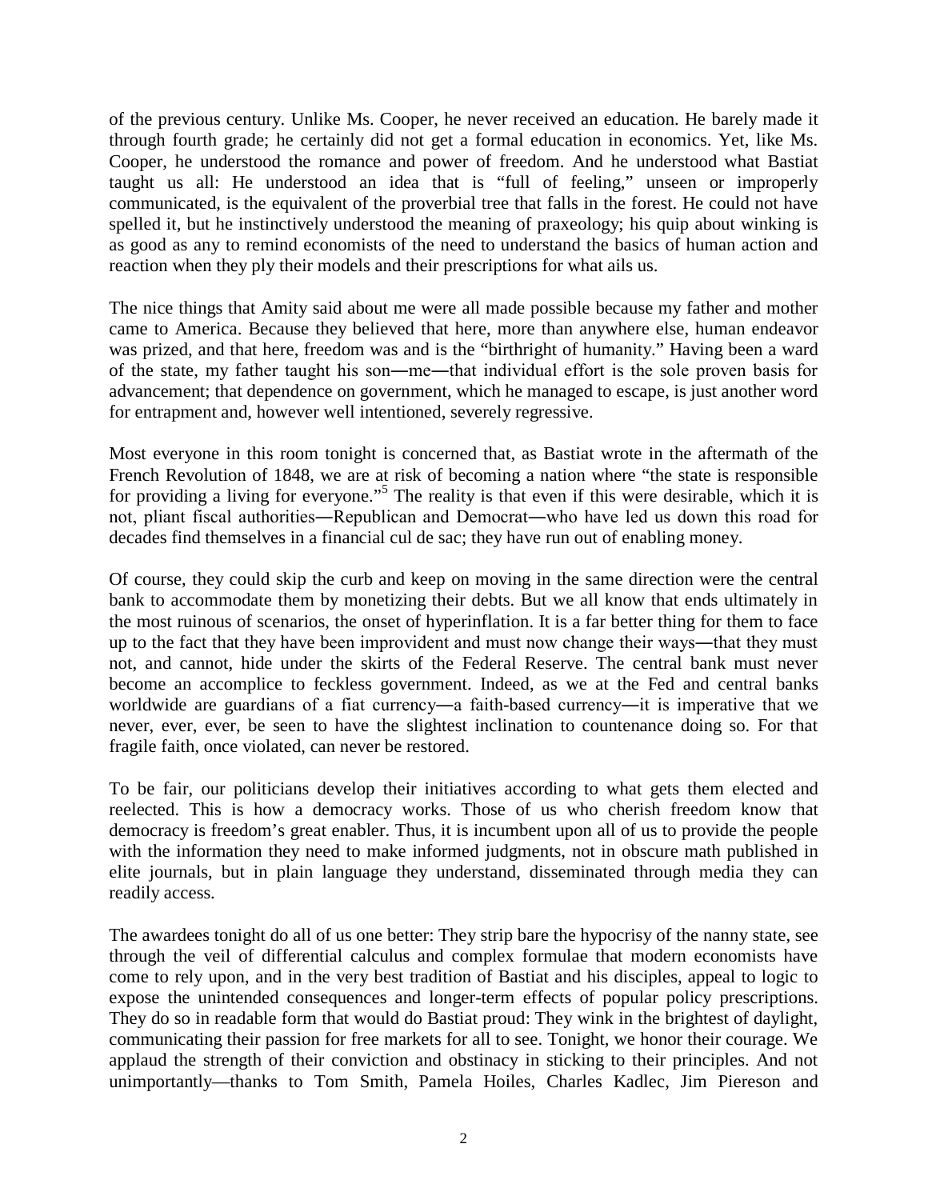of the previous century. Unlike Ms. Cooper, he never received an education. He barely made it through fourth grade; he certainly did not get a formal education in economics. Yet, like Ms. Cooper, he understood the romance and power of freedom. And he understood what Bastiat taught us all: He understood an idea that is "full of feeling," unseen or improperly communicated, is the equivalent of the proverbial tree that falls in the forest. He could not have spelled it, but he instinctively understood the meaning of praxeology; his quip about winking is as good as any to remind economists of the need to understand the basics of human action and reaction when they ply their models and their prescriptions for what ails us.

The nice things that Amity said about me were all made possible because my father and mother came to America. Because they believed that here, more than anywhere else, human endeavor was prized, and that here, freedom was and is the "birthright of humanity." Having been a ward of the state, my father taught his son―me―that individual effort is the sole proven basis for advancement; that dependence on government, which he managed to escape, is just another word for entrapment and, however well intentioned, severely regressive.

Most everyone in this room tonight is concerned that, as Bastiat wrote in the aftermath of the French Revolution of 1848, we are at risk of becoming a nation where "the state is responsible for providing a living for everyone."[5] The reality is that even if this were desirable, which it is not, pliant fiscal authorities―Republican and Democrat―who have led us down this road for decades find themselves in a financial cul de sac; they have run out of enabling money.

Of course, they could skip the curb and keep on moving in the same direction were the central bank to accommodate them by monetizing their debts. But we all know that ends ultimately in the most ruinous of scenarios, the onset of hyperinflation. It is a far better thing for them to face up to the fact that they have been improvident and must now change their ways―that they must not, and cannot, hide under the skirts of the Federal Reserve. The central bank must never become an accomplice to feckless government. Indeed, as we at the Fed and central banks worldwide are guardians of a fiat currency―a faith-based currency―it is imperative that we never, ever, ever, be seen to have the slightest inclination to countenance doing so. For that fragile faith, once violated, can never be restored.

To be fair, our politicians develop their initiatives according to what gets them elected and reelected. This is how a democracy works. Those of us who cherish freedom know that democracy is freedom's great enabler. Thus, it is incumbent upon all of us to provide the people with the information they need to make informed judgments, not in obscure math published in elite journals, but in plain language they understand, disseminated through media they can readily access.

The awardees tonight do all of us one better: They strip bare the hypocrisy of the nanny state, see through the veil of differential calculus and complex formulae that modern economists have come to rely upon, and in the very best tradition of Bastiat and his disciples, appeal to logic to expose the unintended consequences and longer-term effects of popular policy prescriptions. They do so in readable form that would do Bastiat proud: They wink in the brightest of daylight, communicating their passion for free markets for all to see. Tonight, we honor their courage. We applaud the strength of their conviction and obstinacy in sticking to their principles. And not unimportantly—thanks to Tom Smith, Pamela Hoiles, Charles Kadlec, Jim Piereson and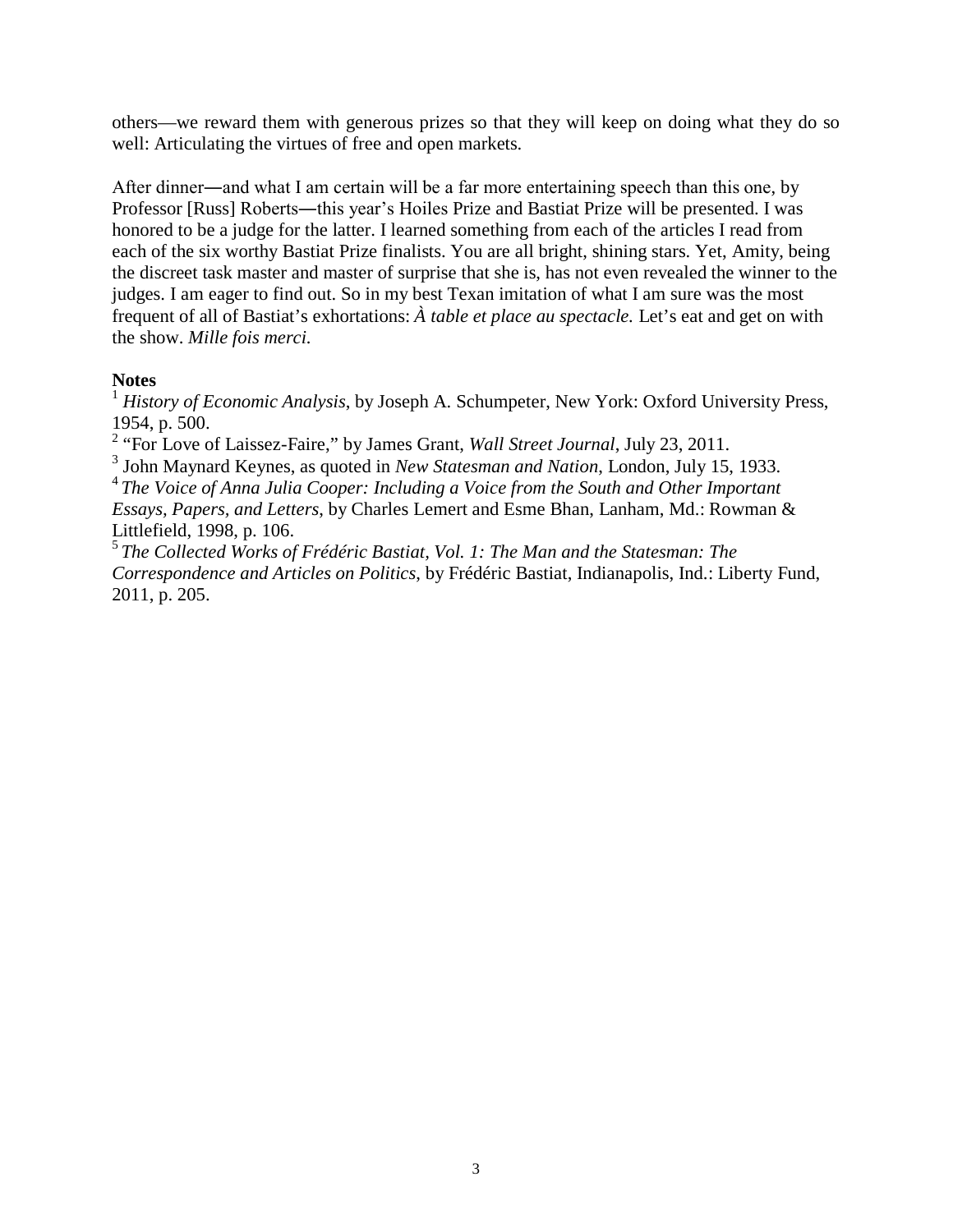others—we reward them with generous prizes so that they will keep on doing what they do so well: Articulating the virtues of free and open markets.

After dinner—and what I am certain will be a far more entertaining speech than this one, by Professor [Russ] Roberts—this year's Hoiles Prize and Bastiat Prize will be presented. I was honored to be a judge for the latter. I learned something from each of the articles I read from each of the six worthy Bastiat Prize finalists. You are all bright, shining stars. Yet, Amity, being the discreet task master and master of surprise that she is, has not even revealed the winner to the judges. I am eager to find out. So in my best Texan imitation of what I am sure was the most frequent of all of Bastiat's exhortations: *À table et place au spectacle.* Let's eat and get on with the show. *Mille fois merci.*

**Notes**

[1] *History of Economic Analysis*, by Joseph A. Schumpeter, New York: Oxford University Press, 1954, p. 500.

[2] "For Love of Laissez-Faire," by James Grant, *Wall Street Journal*, July 23, 2011.

[3] John Maynard Keynes, as quoted in *New Statesman and Nation*, London, July 15, 1933.

[4] *The Voice of Anna Julia Cooper: Including a Voice from the South and Other Important Essays, Papers, and Letters*, by Charles Lemert and Esme Bhan, Lanham, Md.: Rowman & Littlefield, 1998, p. 106.

[5] *The Collected Works of Frédéric Bastiat, Vol. 1: The Man and the Statesman: The Correspondence and Articles on Politics*, by Frédéric Bastiat, Indianapolis, Ind.: Liberty Fund, 2011, p. 205.